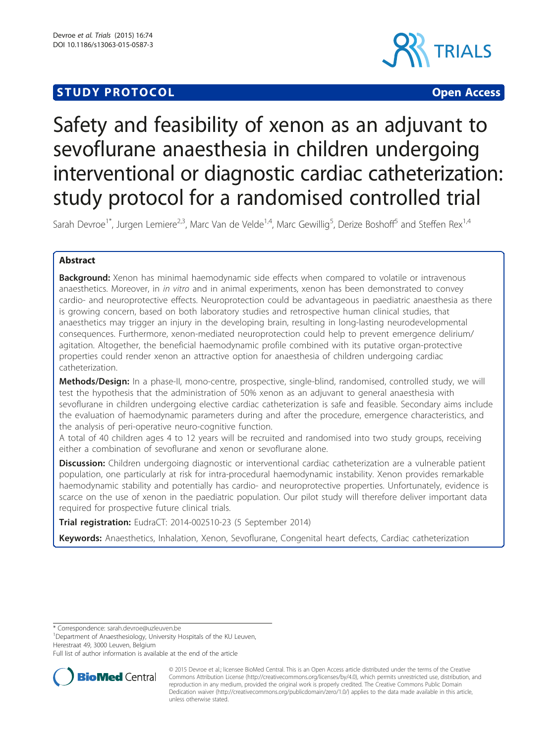STUDY PROTOCOL Open Access

# Safety and feasibility of xenon as an adjuvant to sevoflurane anaesthesia in children undergoing interventional or diagnostic cardiac catheterization: study protocol for a randomised controlled trial

Sarah Devroe[1*], Jurgen Lemiere[2,3], Marc Van de Velde[1,4], Marc Gewillig[5], Derize Boshoff[5] and Steffen Rex[1,4]

## Abstract

**Background:** Xenon has minimal haemodynamic side effects when compared to volatile or intravenous anaesthetics. Moreover, in *in vitro* and in animal experiments, xenon has been demonstrated to convey cardio- and neuroprotective effects. Neuroprotection could be advantageous in paediatric anaesthesia as there is growing concern, based on both laboratory studies and retrospective human clinical studies, that anaesthetics may trigger an injury in the developing brain, resulting in long-lasting neurodevelopmental consequences. Furthermore, xenon-mediated neuroprotection could help to prevent emergence delirium/agitation. Altogether, the beneficial haemodynamic profile combined with its putative organ-protective properties could render xenon an attractive option for anaesthesia of children undergoing cardiac catheterization.

**Methods/Design:** In a phase-II, mono-centre, prospective, single-blind, randomised, controlled study, we will test the hypothesis that the administration of 50% xenon as an adjuvant to general anaesthesia with sevoflurane in children undergoing elective cardiac catheterization is safe and feasible. Secondary aims include the evaluation of haemodynamic parameters during and after the procedure, emergence characteristics, and the analysis of peri-operative neuro-cognitive function.

A total of 40 children ages 4 to 12 years will be recruited and randomised into two study groups, receiving either a combination of sevoflurane and xenon or sevoflurane alone.

**Discussion:** Children undergoing diagnostic or interventional cardiac catheterization are a vulnerable patient population, one particularly at risk for intra-procedural haemodynamic instability. Xenon provides remarkable haemodynamic stability and potentially has cardio- and neuroprotective properties. Unfortunately, evidence is scarce on the use of xenon in the paediatric population. Our pilot study will therefore deliver important data required for prospective future clinical trials.

**Trial registration:** EudraCT: 2014-002510-23 (5 September 2014)

**Keywords:** Anaesthetics, Inhalation, Xenon, Sevoflurane, Congenital heart defects, Cardiac catheterization

---

\* Correspondence: sarah.devroe@uzleuven.be

[1]Department of Anaesthesiology, University Hospitals of the KU Leuven, Herestraat 49, 3000 Leuven, Belgium

Full list of author information is available at the end of the article

© 2015 Devroe et al.; licensee BioMed Central. This is an Open Access article distributed under the terms of the Creative Commons Attribution License (http://creativecommons.org/licenses/by/4.0), which permits unrestricted use, distribution, and reproduction in any medium, provided the original work is properly credited. The Creative Commons Public Domain Dedication waiver (http://creativecommons.org/publicdomain/zero/1.0/) applies to the data made available in this article, unless otherwise stated.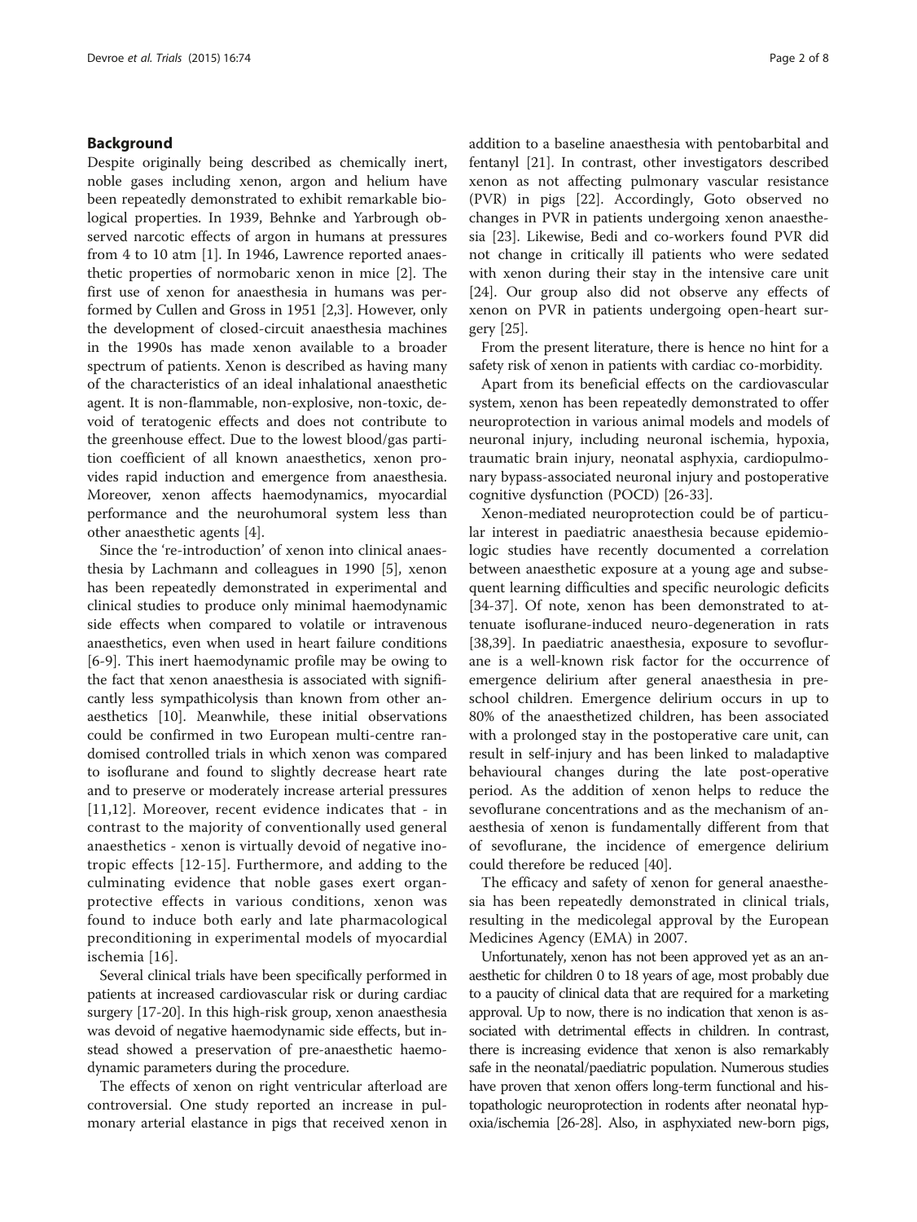## Background

Despite originally being described as chemically inert, noble gases including xenon, argon and helium have been repeatedly demonstrated to exhibit remarkable biological properties. In 1939, Behnke and Yarbrough observed narcotic effects of argon in humans at pressures from 4 to 10 atm [1]. In 1946, Lawrence reported anaesthetic properties of normobaric xenon in mice [2]. The first use of xenon for anaesthesia in humans was performed by Cullen and Gross in 1951 [2,3]. However, only the development of closed-circuit anaesthesia machines in the 1990s has made xenon available to a broader spectrum of patients. Xenon is described as having many of the characteristics of an ideal inhalational anaesthetic agent. It is non-flammable, non-explosive, non-toxic, devoid of teratogenic effects and does not contribute to the greenhouse effect. Due to the lowest blood/gas partition coefficient of all known anaesthetics, xenon provides rapid induction and emergence from anaesthesia. Moreover, xenon affects haemodynamics, myocardial performance and the neurohumoral system less than other anaesthetic agents [4].

Since the 're-introduction' of xenon into clinical anaesthesia by Lachmann and colleagues in 1990 [5], xenon has been repeatedly demonstrated in experimental and clinical studies to produce only minimal haemodynamic side effects when compared to volatile or intravenous anaesthetics, even when used in heart failure conditions [6-9]. This inert haemodynamic profile may be owing to the fact that xenon anaesthesia is associated with significantly less sympathicolysis than known from other anaesthetics [10]. Meanwhile, these initial observations could be confirmed in two European multi-centre randomised controlled trials in which xenon was compared to isoflurane and found to slightly decrease heart rate and to preserve or moderately increase arterial pressures [11,12]. Moreover, recent evidence indicates that - in contrast to the majority of conventionally used general anaesthetics - xenon is virtually devoid of negative inotropic effects [12-15]. Furthermore, and adding to the culminating evidence that noble gases exert organ-protective effects in various conditions, xenon was found to induce both early and late pharmacological preconditioning in experimental models of myocardial ischemia [16].

Several clinical trials have been specifically performed in patients at increased cardiovascular risk or during cardiac surgery [17-20]. In this high-risk group, xenon anaesthesia was devoid of negative haemodynamic side effects, but instead showed a preservation of pre-anaesthetic haemodynamic parameters during the procedure.

The effects of xenon on right ventricular afterload are controversial. One study reported an increase in pulmonary arterial elastance in pigs that received xenon in addition to a baseline anaesthesia with pentobarbital and fentanyl [21]. In contrast, other investigators described xenon as not affecting pulmonary vascular resistance (PVR) in pigs [22]. Accordingly, Goto observed no changes in PVR in patients undergoing xenon anaesthesia [23]. Likewise, Bedi and co-workers found PVR did not change in critically ill patients who were sedated with xenon during their stay in the intensive care unit [24]. Our group also did not observe any effects of xenon on PVR in patients undergoing open-heart surgery [25].

From the present literature, there is hence no hint for a safety risk of xenon in patients with cardiac co-morbidity.

Apart from its beneficial effects on the cardiovascular system, xenon has been repeatedly demonstrated to offer neuroprotection in various animal models and models of neuronal injury, including neuronal ischemia, hypoxia, traumatic brain injury, neonatal asphyxia, cardiopulmonary bypass-associated neuronal injury and postoperative cognitive dysfunction (POCD) [26-33].

Xenon-mediated neuroprotection could be of particular interest in paediatric anaesthesia because epidemiologic studies have recently documented a correlation between anaesthetic exposure at a young age and subsequent learning difficulties and specific neurologic deficits [34-37]. Of note, xenon has been demonstrated to attenuate isoflurane-induced neuro-degeneration in rats [38,39]. In paediatric anaesthesia, exposure to sevoflurane is a well-known risk factor for the occurrence of emergence delirium after general anaesthesia in preschool children. Emergence delirium occurs in up to 80% of the anaesthetized children, has been associated with a prolonged stay in the postoperative care unit, can result in self-injury and has been linked to maladaptive behavioural changes during the late post-operative period. As the addition of xenon helps to reduce the sevoflurane concentrations and as the mechanism of anaesthesia of xenon is fundamentally different from that of sevoflurane, the incidence of emergence delirium could therefore be reduced [40].

The efficacy and safety of xenon for general anaesthesia has been repeatedly demonstrated in clinical trials, resulting in the medicolegal approval by the European Medicines Agency (EMA) in 2007.

Unfortunately, xenon has not been approved yet as an anaesthetic for children 0 to 18 years of age, most probably due to a paucity of clinical data that are required for a marketing approval. Up to now, there is no indication that xenon is associated with detrimental effects in children. In contrast, there is increasing evidence that xenon is also remarkably safe in the neonatal/paediatric population. Numerous studies have proven that xenon offers long-term functional and histopathologic neuroprotection in rodents after neonatal hypoxia/ischemia [26-28]. Also, in asphyxiated new-born pigs,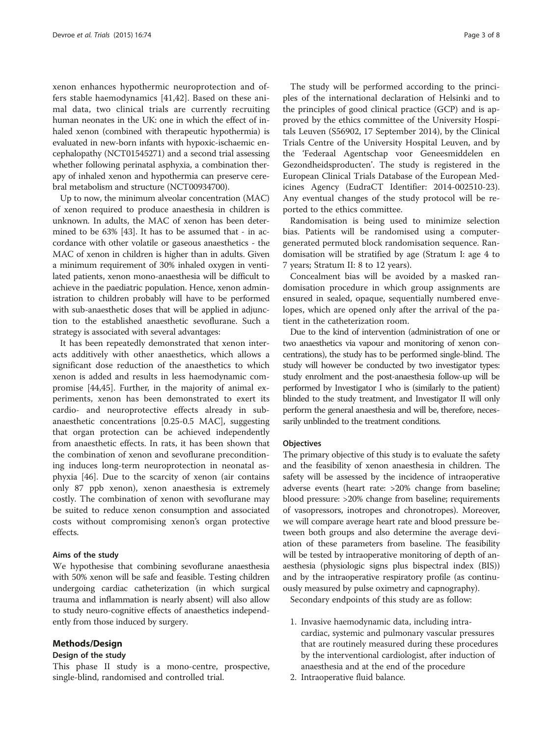xenon enhances hypothermic neuroprotection and offers stable haemodynamics [41,42]. Based on these animal data, two clinical trials are currently recruiting human neonates in the UK: one in which the effect of inhaled xenon (combined with therapeutic hypothermia) is evaluated in new-born infants with hypoxic-ischaemic encephalopathy (NCT01545271) and a second trial assessing whether following perinatal asphyxia, a combination therapy of inhaled xenon and hypothermia can preserve cerebral metabolism and structure (NCT00934700).

Up to now, the minimum alveolar concentration (MAC) of xenon required to produce anaesthesia in children is unknown. In adults, the MAC of xenon has been determined to be 63% [43]. It has to be assumed that - in accordance with other volatile or gaseous anaesthetics - the MAC of xenon in children is higher than in adults. Given a minimum requirement of 30% inhaled oxygen in ventilated patients, xenon mono-anaesthesia will be difficult to achieve in the paediatric population. Hence, xenon administration to children probably will have to be performed with sub-anaesthetic doses that will be applied in adjunction to the established anaesthetic sevoflurane. Such a strategy is associated with several advantages:

It has been repeatedly demonstrated that xenon interacts additively with other anaesthetics, which allows a significant dose reduction of the anaesthetics to which xenon is added and results in less haemodynamic compromise [44,45]. Further, in the majority of animal experiments, xenon has been demonstrated to exert its cardio- and neuroprotective effects already in sub-anaesthetic concentrations [0.25-0.5 MAC], suggesting that organ protection can be achieved independently from anaesthetic effects. In rats, it has been shown that the combination of xenon and sevoflurane preconditioning induces long-term neuroprotection in neonatal asphyxia [46]. Due to the scarcity of xenon (air contains only 87 ppb xenon), xenon anaesthesia is extremely costly. The combination of xenon with sevoflurane may be suited to reduce xenon consumption and associated costs without compromising xenon's organ protective effects.

### Aims of the study

We hypothesise that combining sevoflurane anaesthesia with 50% xenon will be safe and feasible. Testing children undergoing cardiac catheterization (in which surgical trauma and inflammation is nearly absent) will also allow to study neuro-cognitive effects of anaesthetics independently from those induced by surgery.

## Methods/Design

### Design of the study

This phase II study is a mono-centre, prospective, single-blind, randomised and controlled trial.

The study will be performed according to the principles of the international declaration of Helsinki and to the principles of good clinical practice (GCP) and is approved by the ethics committee of the University Hospitals Leuven (S56902, 17 September 2014), by the Clinical Trials Centre of the University Hospital Leuven, and by the 'Federaal Agentschap voor Geneesmiddelen en Gezondheidsproducten'. The study is registered in the European Clinical Trials Database of the European Medicines Agency (EudraCT Identifier: 2014-002510-23). Any eventual changes of the study protocol will be reported to the ethics committee.

Randomisation is being used to minimize selection bias. Patients will be randomised using a computer-generated permuted block randomisation sequence. Randomisation will be stratified by age (Stratum I: age 4 to 7 years; Stratum II: 8 to 12 years).

Concealment bias will be avoided by a masked randomisation procedure in which group assignments are ensured in sealed, opaque, sequentially numbered envelopes, which are opened only after the arrival of the patient in the catheterization room.

Due to the kind of intervention (administration of one or two anaesthetics via vapour and monitoring of xenon concentrations), the study has to be performed single-blind. The study will however be conducted by two investigator types: study enrolment and the post-anaesthesia follow-up will be performed by Investigator I who is (similarly to the patient) blinded to the study treatment, and Investigator II will only perform the general anaesthesia and will be, therefore, necessarily unblinded to the treatment conditions.

### Objectives

The primary objective of this study is to evaluate the safety and the feasibility of xenon anaesthesia in children. The safety will be assessed by the incidence of intraoperative adverse events (heart rate: >20% change from baseline; blood pressure: >20% change from baseline; requirements of vasopressors, inotropes and chronotropes). Moreover, we will compare average heart rate and blood pressure between both groups and also determine the average deviation of these parameters from baseline. The feasibility will be tested by intraoperative monitoring of depth of anaesthesia (physiologic signs plus bispectral index (BIS)) and by the intraoperative respiratory profile (as continuously measured by pulse oximetry and capnography).

Secondary endpoints of this study are as follow:

1. Invasive haemodynamic data, including intracardiac, systemic and pulmonary vascular pressures that are routinely measured during these procedures by the interventional cardiologist, after induction of anaesthesia and at the end of the procedure
2. Intraoperative fluid balance.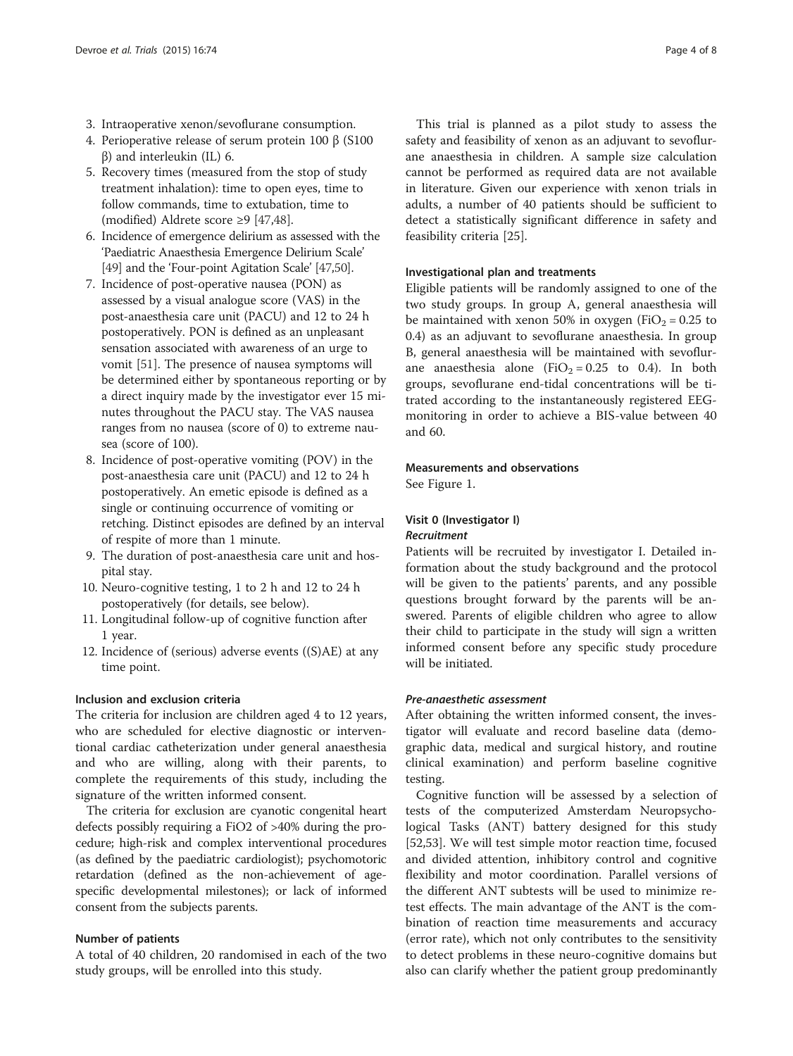3. Intraoperative xenon/sevoflurane consumption.
4. Perioperative release of serum protein 100 β (S100 β) and interleukin (IL) 6.
5. Recovery times (measured from the stop of study treatment inhalation): time to open eyes, time to follow commands, time to extubation, time to (modified) Aldrete score ≥9 [47,48].
6. Incidence of emergence delirium as assessed with the 'Paediatric Anaesthesia Emergence Delirium Scale' [49] and the 'Four-point Agitation Scale' [47,50].
7. Incidence of post-operative nausea (PON) as assessed by a visual analogue score (VAS) in the post-anaesthesia care unit (PACU) and 12 to 24 h postoperatively. PON is defined as an unpleasant sensation associated with awareness of an urge to vomit [51]. The presence of nausea symptoms will be determined either by spontaneous reporting or by a direct inquiry made by the investigator ever 15 minutes throughout the PACU stay. The VAS nausea ranges from no nausea (score of 0) to extreme nausea (score of 100).
8. Incidence of post-operative vomiting (POV) in the post-anaesthesia care unit (PACU) and 12 to 24 h postoperatively. An emetic episode is defined as a single or continuing occurrence of vomiting or retching. Distinct episodes are defined by an interval of respite of more than 1 minute.
9. The duration of post-anaesthesia care unit and hospital stay.
10. Neuro-cognitive testing, 1 to 2 h and 12 to 24 h postoperatively (for details, see below).
11. Longitudinal follow-up of cognitive function after 1 year.
12. Incidence of (serious) adverse events ((S)AE) at any time point.

### Inclusion and exclusion criteria

The criteria for inclusion are children aged 4 to 12 years, who are scheduled for elective diagnostic or interventional cardiac catheterization under general anaesthesia and who are willing, along with their parents, to complete the requirements of this study, including the signature of the written informed consent.

The criteria for exclusion are cyanotic congenital heart defects possibly requiring a FiO2 of >40% during the procedure; high-risk and complex interventional procedures (as defined by the paediatric cardiologist); psychomotoric retardation (defined as the non-achievement of age-specific developmental milestones); or lack of informed consent from the subjects parents.

### Number of patients

A total of 40 children, 20 randomised in each of the two study groups, will be enrolled into this study.

This trial is planned as a pilot study to assess the safety and feasibility of xenon as an adjuvant to sevoflurane anaesthesia in children. A sample size calculation cannot be performed as required data are not available in literature. Given our experience with xenon trials in adults, a number of 40 patients should be sufficient to detect a statistically significant difference in safety and feasibility criteria [25].

### Investigational plan and treatments

Eligible patients will be randomly assigned to one of the two study groups. In group A, general anaesthesia will be maintained with xenon 50% in oxygen ($FiO_2$ = 0.25 to 0.4) as an adjuvant to sevoflurane anaesthesia. In group B, general anaesthesia will be maintained with sevoflurane anaesthesia alone ($FiO_2$ = 0.25 to 0.4). In both groups, sevoflurane end-tidal concentrations will be titrated according to the instantaneously registered EEG-monitoring in order to achieve a BIS-value between 40 and 60.

### Measurements and observations

See Figure 1.

### Visit 0 (Investigator I)

#### *Recruitment*

Patients will be recruited by investigator I. Detailed information about the study background and the protocol will be given to the patients' parents, and any possible questions brought forward by the parents will be answered. Parents of eligible children who agree to allow their child to participate in the study will sign a written informed consent before any specific study procedure will be initiated.

#### *Pre-anaesthetic assessment*

After obtaining the written informed consent, the investigator will evaluate and record baseline data (demographic data, medical and surgical history, and routine clinical examination) and perform baseline cognitive testing.

Cognitive function will be assessed by a selection of tests of the computerized Amsterdam Neuropsychological Tasks (ANT) battery designed for this study [52,53]. We will test simple motor reaction time, focused and divided attention, inhibitory control and cognitive flexibility and motor coordination. Parallel versions of the different ANT subtests will be used to minimize retest effects. The main advantage of the ANT is the combination of reaction time measurements and accuracy (error rate), which not only contributes to the sensitivity to detect problems in these neuro-cognitive domains but also can clarify whether the patient group predominantly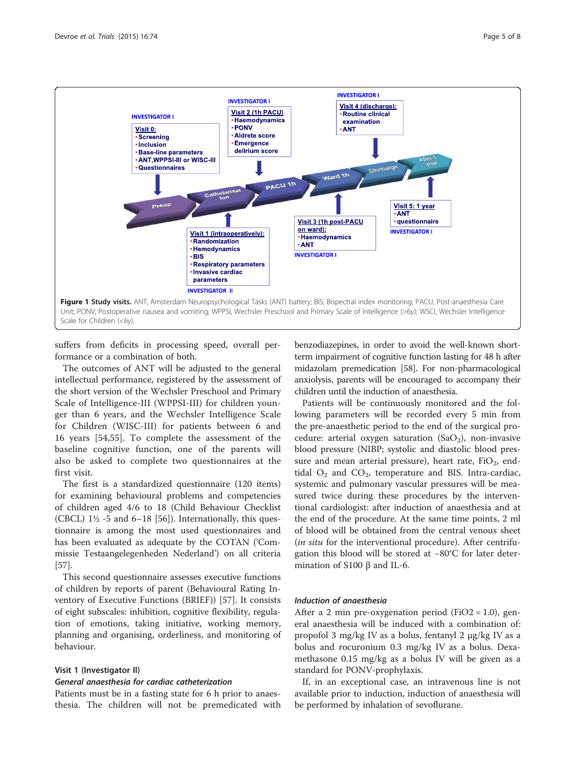**Figure 1 Study visits.** ANT, Amsterdam Neuropsychological Tasks (ANT) battery; BIS, Bispectral index monitoring; PACU, Post-anaesthesia Care Unit; PONV, Postoperative nausea and vomiting; WPPSI, Wechsler Preschool and Primary Scale of Intelligence (>6y); WSCI, Wechsler Intelligence Scale for Children (<6y).

suffers from deficits in processing speed, overall performance or a combination of both.

The outcomes of ANT will be adjusted to the general intellectual performance, registered by the assessment of the short version of the Wechsler Preschool and Primary Scale of Intelligence-III (WPPSI-III) for children younger than 6 years, and the Wechsler Intelligence Scale for Children (WISC-III) for patients between 6 and 16 years [54,55]. To complete the assessment of the baseline cognitive function, one of the parents will also be asked to complete two questionnaires at the first visit.

The first is a standardized questionnaire (120 items) for examining behavioural problems and competencies of children aged 4/6 to 18 (Child Behaviour Checklist (CBCL) 1½ -5 and 6–18 [56]). Internationally, this questionnaire is among the most used questionnaires and has been evaluated as adequate by the COTAN ('Commissie Testaangelegenheden Nederland') on all criteria [57].

This second questionnaire assesses executive functions of children by reports of parent (Behavioural Rating Inventory of Executive Functions (BRIEF)) [57]. It consists of eight subscales: inhibition, cognitive flexibility, regulation of emotions, taking initiative, working memory, planning and organising, orderliness, and monitoring of behaviour.

### Visit 1 (Investigator II)

#### *General anaesthesia for cardiac catheterization*

Patients must be in a fasting state for 6 h prior to anaesthesia. The children will not be premedicated with benzodiazepines, in order to avoid the well-known short-term impairment of cognitive function lasting for 48 h after midazolam premedication [58]. For non-pharmacological anxiolysis, parents will be encouraged to accompany their children until the induction of anaesthesia.

Patients will be continuously monitored and the following parameters will be recorded every 5 min from the pre-anaesthetic period to the end of the surgical procedure: arterial oxygen saturation ($SaO_2$), non-invasive blood pressure (NIBP; systolic and diastolic blood pressure and mean arterial pressure), heart rate, $FiO_2$, end-tidal $O_2$ and $CO_2$, temperature and BIS. Intra-cardiac, systemic and pulmonary vascular pressures will be measured twice during these procedures by the interventional cardiologist: after induction of anaesthesia and at the end of the procedure. At the same time points, 2 ml of blood will be obtained from the central venous sheet (*in situ* for the interventional procedure). After centrifugation this blood will be stored at −80°C for later determination of S100 β and IL-6.

#### *Induction of anaesthesia*

After a 2 min pre-oxygenation period (FiO2 = 1.0), general anaesthesia will be induced with a combination of: propofol 3 mg/kg IV as a bolus, fentanyl 2 μg/kg IV as a bolus and rocuronium 0.3 mg/kg IV as a bolus. Dexamethasone 0.15 mg/kg as a bolus IV will be given as a standard for PONV-prophylaxis.

If, in an exceptional case, an intravenous line is not available prior to induction, induction of anaesthesia will be performed by inhalation of sevoflurane.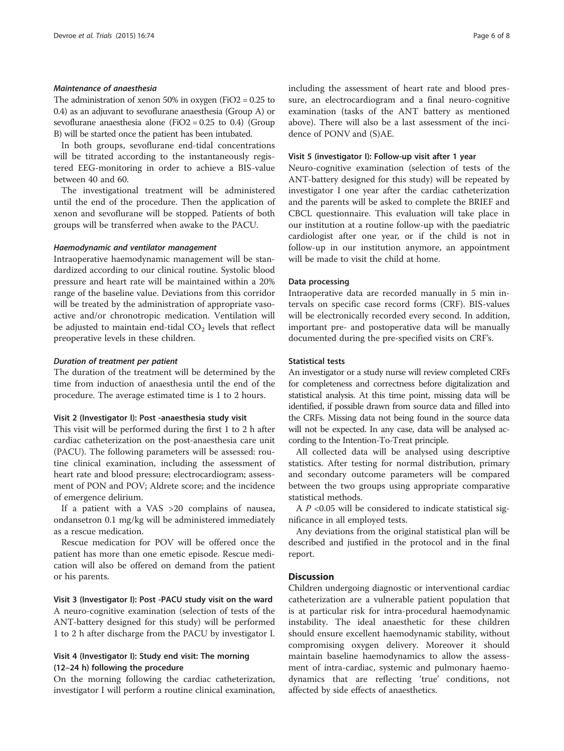#### *Maintenance of anaesthesia*

The administration of xenon 50% in oxygen (FiO2 = 0.25 to 0.4) as an adjuvant to sevoflurane anaesthesia (Group A) or sevoflurane anaesthesia alone (FiO2 = 0.25 to 0.4) (Group B) will be started once the patient has been intubated.

In both groups, sevoflurane end-tidal concentrations will be titrated according to the instantaneously registered EEG-monitoring in order to achieve a BIS-value between 40 and 60.

The investigational treatment will be administered until the end of the procedure. Then the application of xenon and sevoflurane will be stopped. Patients of both groups will be transferred when awake to the PACU.

#### *Haemodynamic and ventilator management*

Intraoperative haemodynamic management will be standardized according to our clinical routine. Systolic blood pressure and heart rate will be maintained within a 20% range of the baseline value. Deviations from this corridor will be treated by the administration of appropriate vasoactive and/or chronotropic medication. Ventilation will be adjusted to maintain end-tidal $CO_2$ levels that reflect preoperative levels in these children.

#### *Duration of treatment per patient*

The duration of the treatment will be determined by the time from induction of anaesthesia until the end of the procedure. The average estimated time is 1 to 2 hours.

### Visit 2 (Investigator I): Post -anaesthesia study visit

This visit will be performed during the first 1 to 2 h after cardiac catheterization on the post-anaesthesia care unit (PACU). The following parameters will be assessed: routine clinical examination, including the assessment of heart rate and blood pressure; electrocardiogram; assessment of PON and POV; Aldrete score; and the incidence of emergence delirium.

If a patient with a VAS >20 complains of nausea, ondansetron 0.1 mg/kg will be administered immediately as a rescue medication.

Rescue medication for POV will be offered once the patient has more than one emetic episode. Rescue medication will also be offered on demand from the patient or his parents.

### Visit 3 (Investigator I): Post -PACU study visit on the ward

A neuro-cognitive examination (selection of tests of the ANT-battery designed for this study) will be performed 1 to 2 h after discharge from the PACU by investigator I.

### Visit 4 (Investigator I): Study end visit: The morning (12–24 h) following the procedure

On the morning following the cardiac catheterization, investigator I will perform a routine clinical examination, including the assessment of heart rate and blood pressure, an electrocardiogram and a final neuro-cognitive examination (tasks of the ANT battery as mentioned above). There will also be a last assessment of the incidence of PONV and (S)AE.

### Visit 5 (investigator I): Follow-up visit after 1 year

Neuro-cognitive examination (selection of tests of the ANT-battery designed for this study) will be repeated by investigator I one year after the cardiac catheterization and the parents will be asked to complete the BRIEF and CBCL questionnaire. This evaluation will take place in our institution at a routine follow-up with the paediatric cardiologist after one year, or if the child is not in follow-up in our institution anymore, an appointment will be made to visit the child at home.

### Data processing

Intraoperative data are recorded manually in 5 min intervals on specific case record forms (CRF). BIS-values will be electronically recorded every second. In addition, important pre- and postoperative data will be manually documented during the pre-specified visits on CRF's.

### Statistical tests

An investigator or a study nurse will review completed CRFs for completeness and correctness before digitalization and statistical analysis. At this time point, missing data will be identified, if possible drawn from source data and filled into the CRFs. Missing data not being found in the source data will not be expected. In any case, data will be analysed according to the Intention-To-Treat principle.

All collected data will be analysed using descriptive statistics. After testing for normal distribution, primary and secondary outcome parameters will be compared between the two groups using appropriate comparative statistical methods.

A $P$ <0.05 will be considered to indicate statistical significance in all employed tests.

Any deviations from the original statistical plan will be described and justified in the protocol and in the final report.

## Discussion

Children undergoing diagnostic or interventional cardiac catheterization are a vulnerable patient population that is at particular risk for intra-procedural haemodynamic instability. The ideal anaesthetic for these children should ensure excellent haemodynamic stability, without compromising oxygen delivery. Moreover it should maintain baseline haemodynamics to allow the assessment of intra-cardiac, systemic and pulmonary haemodynamics that are reflecting 'true' conditions, not affected by side effects of anaesthetics.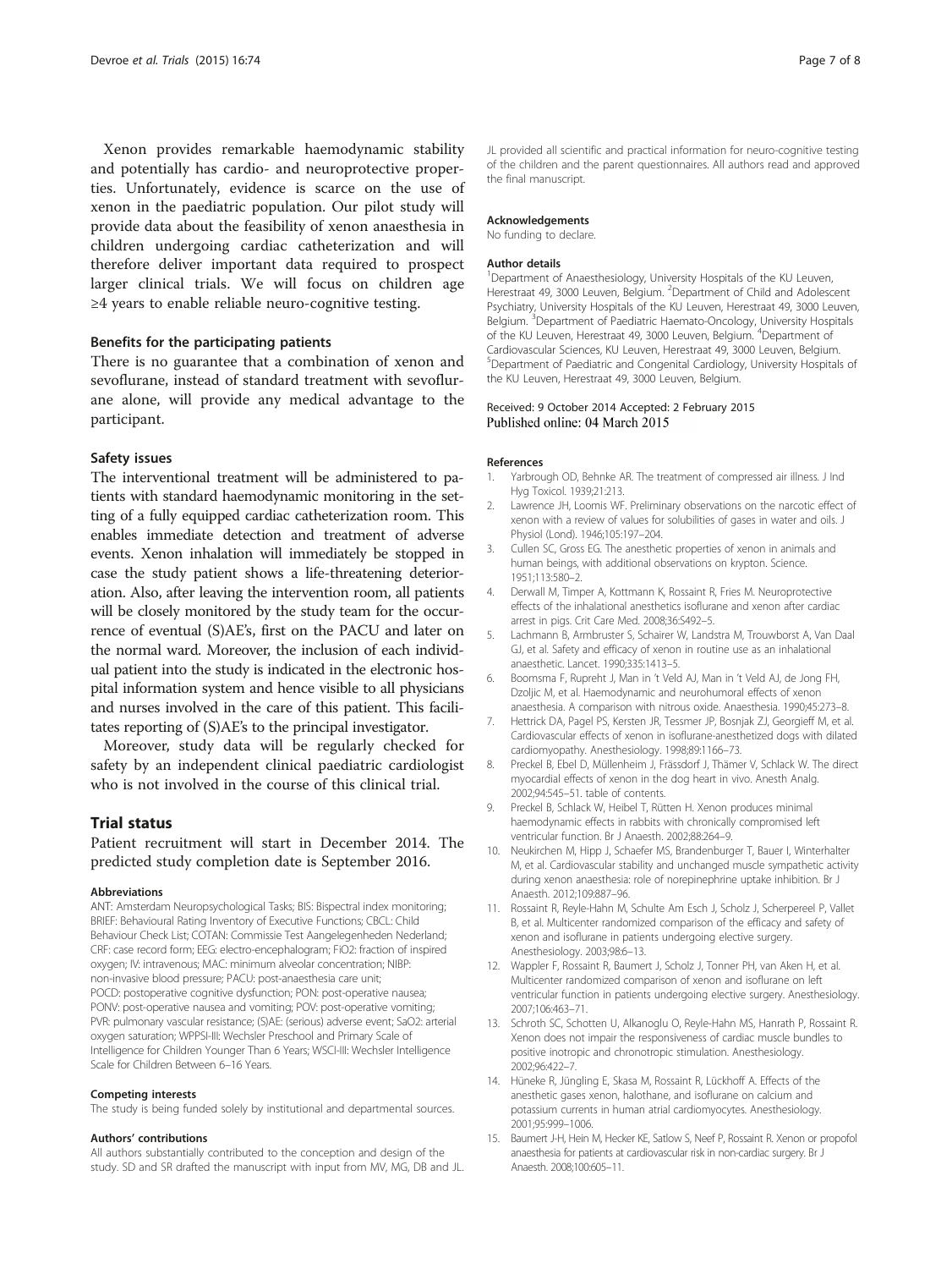Xenon provides remarkable haemodynamic stability and potentially has cardio- and neuroprotective properties. Unfortunately, evidence is scarce on the use of xenon in the paediatric population. Our pilot study will provide data about the feasibility of xenon anaesthesia in children undergoing cardiac catheterization and will therefore deliver important data required to prospect larger clinical trials. We will focus on children age ≥4 years to enable reliable neuro-cognitive testing.

### Benefits for the participating patients

There is no guarantee that a combination of xenon and sevoflurane, instead of standard treatment with sevoflurane alone, will provide any medical advantage to the participant.

### Safety issues

The interventional treatment will be administered to patients with standard haemodynamic monitoring in the setting of a fully equipped cardiac catheterization room. This enables immediate detection and treatment of adverse events. Xenon inhalation will immediately be stopped in case the study patient shows a life-threatening deterioration. Also, after leaving the intervention room, all patients will be closely monitored by the study team for the occurrence of eventual (S)AE's, first on the PACU and later on the normal ward. Moreover, the inclusion of each individual patient into the study is indicated in the electronic hospital information system and hence visible to all physicians and nurses involved in the care of this patient. This facilitates reporting of (S)AE's to the principal investigator.

Moreover, study data will be regularly checked for safety by an independent clinical paediatric cardiologist who is not involved in the course of this clinical trial.

## Trial status

Patient recruitment will start in December 2014. The predicted study completion date is September 2016.

#### Abbreviations

ANT: Amsterdam Neuropsychological Tasks; BIS: Bispectral index monitoring; BRIEF: Behavioural Rating Inventory of Executive Functions; CBCL: Child Behaviour Check List; COTAN: Commissie Test Aangelegenheden Nederland; CRF: case record form; EEG: electro-encephalogram; FiO2: fraction of inspired oxygen; IV: intravenous; MAC: minimum alveolar concentration; NIBP: non-invasive blood pressure; PACU: post-anaesthesia care unit; POCD: postoperative cognitive dysfunction; PON: post-operative nausea; PONV: post-operative nausea and vomiting; POV: post-operative vomiting; PVR: pulmonary vascular resistance; (S)AE: (serious) adverse event; SaO2: arterial oxygen saturation; WPPSI-III: Wechsler Preschool and Primary Scale of Intelligence for Children Younger Than 6 Years; WSCI-III: Wechsler Intelligence Scale for Children Between 6–16 Years.

#### Competing interests

The study is being funded solely by institutional and departmental sources.

#### Authors' contributions

All authors substantially contributed to the conception and design of the study. SD and SR drafted the manuscript with input from MV, MG, DB and JL. JL provided all scientific and practical information for neuro-cognitive testing of the children and the parent questionnaires. All authors read and approved the final manuscript.

#### Acknowledgements

No funding to declare.

#### Author details

[1]Department of Anaesthesiology, University Hospitals of the KU Leuven, Herestraat 49, 3000 Leuven, Belgium. [2]Department of Child and Adolescent Psychiatry, University Hospitals of the KU Leuven, Herestraat 49, 3000 Leuven, Belgium. [3]Department of Paediatric Haemato-Oncology, University Hospitals of the KU Leuven, Herestraat 49, 3000 Leuven, Belgium. [4]Department of Cardiovascular Sciences, KU Leuven, Herestraat 49, 3000 Leuven, Belgium. [5]Department of Paediatric and Congenital Cardiology, University Hospitals of the KU Leuven, Herestraat 49, 3000 Leuven, Belgium.

Received: 9 October 2014 Accepted: 2 February 2015
Published online: 04 March 2015

#### References

1. Yarbrough OD, Behnke AR. The treatment of compressed air illness. J Ind Hyg Toxicol. 1939;21:213.
2. Lawrence JH, Loomis WF. Preliminary observations on the narcotic effect of xenon with a review of values for solubilities of gases in water and oils. J Physiol (Lond). 1946;105:197–204.
3. Cullen SC, Gross EG. The anesthetic properties of xenon in animals and human beings, with additional observations on krypton. Science. 1951;113:580–2.
4. Derwall M, Timper A, Kottmann K, Rossaint R, Fries M. Neuroprotective effects of the inhalational anesthetics isoflurane and xenon after cardiac arrest in pigs. Crit Care Med. 2008;36:S492–5.
5. Lachmann B, Armbruster S, Schairer W, Landstra M, Trouwborst A, Van Daal GJ, et al. Safety and efficacy of xenon in routine use as an inhalational anaesthetic. Lancet. 1990;335:1413–5.
6. Boomsma F, Rupreht J, Man in 't Veld AJ, Man in 't Veld AJ, de Jong FH, Dzoljic M, et al. Haemodynamic and neurohumoral effects of xenon anaesthesia. A comparison with nitrous oxide. Anaesthesia. 1990;45:273–8.
7. Hettrick DA, Pagel PS, Kersten JR, Tessmer JP, Bosnjak ZJ, Georgieff M, et al. Cardiovascular effects of xenon in isoflurane-anesthetized dogs with dilated cardiomyopathy. Anesthesiology. 1998;89:1166–73.
8. Preckel B, Ebel D, Müllenheim J, Frässdorf J, Thämer V, Schlack W. The direct myocardial effects of xenon in the dog heart in vivo. Anesth Analg. 2002;94:545–51. table of contents.
9. Preckel B, Schlack W, Heibel T, Rütten H. Xenon produces minimal haemodynamic effects in rabbits with chronically compromised left ventricular function. Br J Anaesth. 2002;88:264–9.
10. Neukirchen M, Hipp J, Schaefer MS, Brandenburger T, Bauer I, Winterhalter M, et al. Cardiovascular stability and unchanged muscle sympathetic activity during xenon anaesthesia: role of norepinephrine uptake inhibition. Br J Anaesth. 2012;109:887–96.
11. Rossaint R, Reyle-Hahn M, Schulte Am Esch J, Scholz J, Scherpereel P, Vallet B, et al. Multicenter randomized comparison of the efficacy and safety of xenon and isoflurane in patients undergoing elective surgery. Anesthesiology. 2003;98:6–13.
12. Wappler F, Rossaint R, Baumert J, Scholz J, Tonner PH, van Aken H, et al. Multicenter randomized comparison of xenon and isoflurane on left ventricular function in patients undergoing elective surgery. Anesthesiology. 2007;106:463–71.
13. Schroth SC, Schotten U, Alkanoglu O, Reyle-Hahn MS, Hanrath P, Rossaint R. Xenon does not impair the responsiveness of cardiac muscle bundles to positive inotropic and chronotropic stimulation. Anesthesiology. 2002;96:422–7.
14. Hüneke R, Jüngling E, Skasa M, Rossaint R, Lückhoff A. Effects of the anesthetic gases xenon, halothane, and isoflurane on calcium and potassium currents in human atrial cardiomyocytes. Anesthesiology. 2001;95:999–1006.
15. Baumert J-H, Hein M, Hecker KE, Satlow S, Neef P, Rossaint R. Xenon or propofol anaesthesia for patients at cardiovascular risk in non-cardiac surgery. Br J Anaesth. 2008;100:605–11.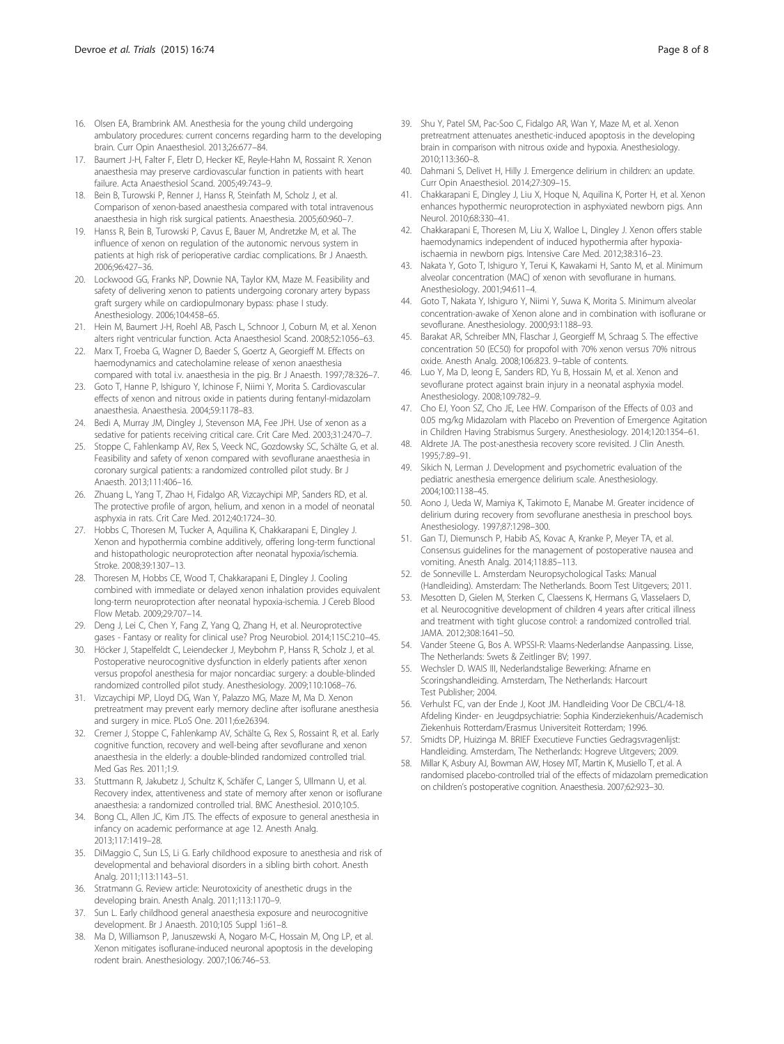16. Olsen EA, Brambrink AM. Anesthesia for the young child undergoing ambulatory procedures: current concerns regarding harm to the developing brain. Curr Opin Anaesthesiol. 2013;26:677–84.
17. Baumert J-H, Falter F, Eletr D, Hecker KE, Reyle-Hahn M, Rossaint R. Xenon anaesthesia may preserve cardiovascular function in patients with heart failure. Acta Anaesthesiol Scand. 2005;49:743–9.
18. Bein B, Turowski P, Renner J, Hanss R, Steinfath M, Scholz J, et al. Comparison of xenon-based anaesthesia compared with total intravenous anaesthesia in high risk surgical patients. Anaesthesia. 2005;60:960–7.
19. Hanss R, Bein B, Turowski P, Cavus E, Bauer M, Andretzke M, et al. The influence of xenon on regulation of the autonomic nervous system in patients at high risk of perioperative cardiac complications. Br J Anaesth. 2006;96:427–36.
20. Lockwood GG, Franks NP, Downie NA, Taylor KM, Maze M. Feasibility and safety of delivering xenon to patients undergoing coronary artery bypass graft surgery while on cardiopulmonary bypass: phase I study. Anesthesiology. 2006;104:458–65.
21. Hein M, Baumert J-H, Roehl AB, Pasch L, Schnoor J, Coburn M, et al. Xenon alters right ventricular function. Acta Anaesthesiol Scand. 2008;52:1056–63.
22. Marx T, Froeba G, Wagner D, Baeder S, Goertz A, Georgieff M. Effects on haemodynamics and catecholamine release of xenon anaesthesia compared with total i.v. anaesthesia in the pig. Br J Anaesth. 1997;78:326–7.
23. Goto T, Hanne P, Ishiguro Y, Ichinose F, Niimi Y, Morita S. Cardiovascular effects of xenon and nitrous oxide in patients during fentanyl-midazolam anaesthesia. Anaesthesia. 2004;59:1178–83.
24. Bedi A, Murray JM, Dingley J, Stevenson MA, Fee JPH. Use of xenon as a sedative for patients receiving critical care. Crit Care Med. 2003;31:2470–7.
25. Stoppe C, Fahlenkamp AV, Rex S, Veeck NC, Gozdowsky SC, Schälte G, et al. Feasibility and safety of xenon compared with sevoflurane anaesthesia in coronary surgical patients: a randomized controlled pilot study. Br J Anaesth. 2013;111:406–16.
26. Zhuang L, Yang T, Zhao H, Fidalgo AR, Vizcaychipi MP, Sanders RD, et al. The protective profile of argon, helium, and xenon in a model of neonatal asphyxia in rats. Crit Care Med. 2012;40:1724–30.
27. Hobbs C, Thoresen M, Tucker A, Aquilina K, Chakkarapani E, Dingley J. Xenon and hypothermia combine additively, offering long-term functional and histopathologic neuroprotection after neonatal hypoxia/ischemia. Stroke. 2008;39:1307–13.
28. Thoresen M, Hobbs CE, Wood T, Chakkarapani E, Dingley J. Cooling combined with immediate or delayed xenon inhalation provides equivalent long-term neuroprotection after neonatal hypoxia-ischemia. J Cereb Blood Flow Metab. 2009;29:707–14.
29. Deng J, Lei C, Chen Y, Fang Z, Yang Q, Zhang H, et al. Neuroprotective gases - Fantasy or reality for clinical use? Prog Neurobiol. 2014;115C:210–45.
30. Höcker J, Stapelfeldt C, Leiendecker J, Meybohm P, Hanss R, Scholz J, et al. Postoperative neurocognitive dysfunction in elderly patients after xenon versus propofol anesthesia for major noncardiac surgery: a double-blinded randomized controlled pilot study. Anesthesiology. 2009;110:1068–76.
31. Vizcaychipi MP, Lloyd DG, Wan Y, Palazzo MG, Maze M, Ma D. Xenon pretreatment may prevent early memory decline after isoflurane anesthesia and surgery in mice. PLoS One. 2011;6:e26394.
32. Cremer J, Stoppe C, Fahlenkamp AV, Schälte G, Rex S, Rossaint R, et al. Early cognitive function, recovery and well-being after sevoflurane and xenon anaesthesia in the elderly: a double-blinded randomized controlled trial. Med Gas Res. 2011;1:9.
33. Stuttmann R, Jakubetz J, Schultz K, Schäfer C, Langer S, Ullmann U, et al. Recovery index, attentiveness and state of memory after xenon or isoflurane anaesthesia: a randomized controlled trial. BMC Anesthesiol. 2010;10:5.
34. Bong CL, Allen JC, Kim JTS. The effects of exposure to general anesthesia in infancy on academic performance at age 12. Anesth Analg. 2013;117:1419–28.
35. DiMaggio C, Sun LS, Li G. Early childhood exposure to anesthesia and risk of developmental and behavioral disorders in a sibling birth cohort. Anesth Analg. 2011;113:1143–51.
36. Stratmann G. Review article: Neurotoxicity of anesthetic drugs in the developing brain. Anesth Analg. 2011;113:1170–9.
37. Sun L. Early childhood general anaesthesia exposure and neurocognitive development. Br J Anaesth. 2010;105 Suppl 1:i61–8.
38. Ma D, Williamson P, Januszewski A, Nogaro M-C, Hossain M, Ong LP, et al. Xenon mitigates isoflurane-induced neuronal apoptosis in the developing rodent brain. Anesthesiology. 2007;106:746–53.
39. Shu Y, Patel SM, Pac-Soo C, Fidalgo AR, Wan Y, Maze M, et al. Xenon pretreatment attenuates anesthetic-induced apoptosis in the developing brain in comparison with nitrous oxide and hypoxia. Anesthesiology. 2010;113:360–8.
40. Dahmani S, Delivet H, Hilly J. Emergence delirium in children: an update. Curr Opin Anaesthesiol. 2014;27:309–15.
41. Chakkarapani E, Dingley J, Liu X, Hoque N, Aquilina K, Porter H, et al. Xenon enhances hypothermic neuroprotection in asphyxiated newborn pigs. Ann Neurol. 2010;68:330–41.
42. Chakkarapani E, Thoresen M, Liu X, Walloe L, Dingley J. Xenon offers stable haemodynamics independent of induced hypothermia after hypoxia-ischaemia in newborn pigs. Intensive Care Med. 2012;38:316–23.
43. Nakata Y, Goto T, Ishiguro Y, Terui K, Kawakami H, Santo M, et al. Minimum alveolar concentration (MAC) of xenon with sevoflurane in humans. Anesthesiology. 2001;94:611–4.
44. Goto T, Nakata Y, Ishiguro Y, Niimi Y, Suwa K, Morita S. Minimum alveolar concentration-awake of Xenon alone and in combination with isoflurane or sevoflurane. Anesthesiology. 2000;93:1188–93.
45. Barakat AR, Schreiber MN, Flaschar J, Georgieff M, Schraag S. The effective concentration 50 (EC50) for propofol with 70% xenon versus 70% nitrous oxide. Anesth Analg. 2008;106:823. 9–table of contents.
46. Luo Y, Ma D, Ieong E, Sanders RD, Yu B, Hossain M, et al. Xenon and sevoflurane protect against brain injury in a neonatal asphyxia model. Anesthesiology. 2008;109:782–9.
47. Cho EJ, Yoon SZ, Cho JE, Lee HW. Comparison of the Effects of 0.03 and 0.05 mg/kg Midazolam with Placebo on Prevention of Emergence Agitation in Children Having Strabismus Surgery. Anesthesiology. 2014;120:1354–61.
48. Aldrete JA. The post-anesthesia recovery score revisited. J Clin Anesth. 1995;7:89–91.
49. Sikich N, Lerman J. Development and psychometric evaluation of the pediatric anesthesia emergence delirium scale. Anesthesiology. 2004;100:1138–45.
50. Aono J, Ueda W, Mamiya K, Takimoto E, Manabe M. Greater incidence of delirium during recovery from sevoflurane anesthesia in preschool boys. Anesthesiology. 1997;87:1298–300.
51. Gan TJ, Diemunsch P, Habib AS, Kovac A, Kranke P, Meyer TA, et al. Consensus guidelines for the management of postoperative nausea and vomiting. Anesth Analg. 2014;118:85–113.
52. de Sonneville L. Amsterdam Neuropsychological Tasks: Manual (Handleiding). Amsterdam: The Netherlands. Boom Test Uitgevers; 2011.
53. Mesotten D, Gielen M, Sterken C, Claessens K, Hermans G, Vlasselaers D, et al. Neurocognitive development of children 4 years after critical illness and treatment with tight glucose control: a randomized controlled trial. JAMA. 2012;308:1641–50.
54. Vander Steene G, Bos A. WPSSI-R: Vlaams-Nederlandse Aanpassing. Lisse, The Netherlands: Swets & Zeitlinger BV; 1997.
55. Wechsler D. WAIS III, Nederlandstalige Bewerking: Afname en Scoringshandleiding. Amsterdam, The Netherlands: Harcourt Test Publisher; 2004.
56. Verhulst FC, van der Ende J, Koot JM. Handleiding Voor De CBCL/4-18. Afdeling Kinder- en Jeugdpsychiatrie: Sophia Kinderziekenhuis/Academisch Ziekenhuis Rotterdam/Erasmus Universiteit Rotterdam; 1996.
57. Smidts DP, Huizinga M. BRIEF Executieve Functies Gedragsvragenlijst: Handleiding. Amsterdam, The Netherlands: Hogreve Uitgevers; 2009.
58. Millar K, Asbury AJ, Bowman AW, Hosey MT, Martin K, Musiello T, et al. A randomised placebo-controlled trial of the effects of midazolam premedication on children's postoperative cognition. Anaesthesia. 2007;62:923–30.